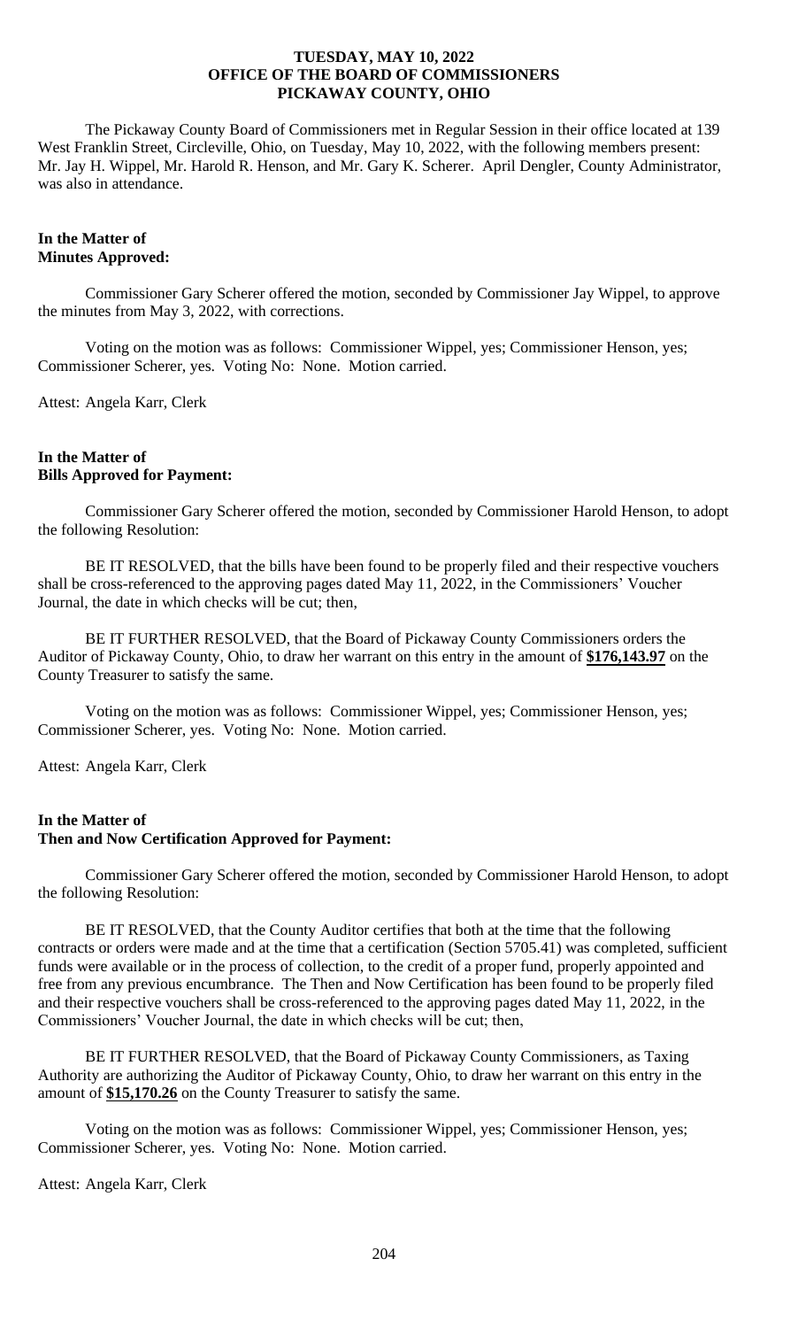**TUESDAY, MAY 10, 2022**
**OFFICE OF THE BOARD OF COMMISSIONERS**
**PICKAWAY COUNTY, OHIO**

The Pickaway County Board of Commissioners met in Regular Session in their office located at 139 West Franklin Street, Circleville, Ohio, on Tuesday, May 10, 2022, with the following members present: Mr. Jay H. Wippel, Mr. Harold R. Henson, and Mr. Gary K. Scherer. April Dengler, County Administrator, was also in attendance.

**In the Matter of**
**Minutes Approved:**

Commissioner Gary Scherer offered the motion, seconded by Commissioner Jay Wippel, to approve the minutes from May 3, 2022, with corrections.

Voting on the motion was as follows: Commissioner Wippel, yes; Commissioner Henson, yes; Commissioner Scherer, yes. Voting No: None. Motion carried.

Attest: Angela Karr, Clerk

**In the Matter of**
**Bills Approved for Payment:**

Commissioner Gary Scherer offered the motion, seconded by Commissioner Harold Henson, to adopt the following Resolution:

BE IT RESOLVED, that the bills have been found to be properly filed and their respective vouchers shall be cross-referenced to the approving pages dated May 11, 2022, in the Commissioners' Voucher Journal, the date in which checks will be cut; then,

BE IT FURTHER RESOLVED, that the Board of Pickaway County Commissioners orders the Auditor of Pickaway County, Ohio, to draw her warrant on this entry in the amount of **$176,143.97** on the County Treasurer to satisfy the same.

Voting on the motion was as follows: Commissioner Wippel, yes; Commissioner Henson, yes; Commissioner Scherer, yes. Voting No: None. Motion carried.

Attest: Angela Karr, Clerk

**In the Matter of**
**Then and Now Certification Approved for Payment:**

Commissioner Gary Scherer offered the motion, seconded by Commissioner Harold Henson, to adopt the following Resolution:

BE IT RESOLVED, that the County Auditor certifies that both at the time that the following contracts or orders were made and at the time that a certification (Section 5705.41) was completed, sufficient funds were available or in the process of collection, to the credit of a proper fund, properly appointed and free from any previous encumbrance. The Then and Now Certification has been found to be properly filed and their respective vouchers shall be cross-referenced to the approving pages dated May 11, 2022, in the Commissioners' Voucher Journal, the date in which checks will be cut; then,

BE IT FURTHER RESOLVED, that the Board of Pickaway County Commissioners, as Taxing Authority are authorizing the Auditor of Pickaway County, Ohio, to draw her warrant on this entry in the amount of **$15,170.26** on the County Treasurer to satisfy the same.

Voting on the motion was as follows: Commissioner Wippel, yes; Commissioner Henson, yes; Commissioner Scherer, yes. Voting No: None. Motion carried.

Attest: Angela Karr, Clerk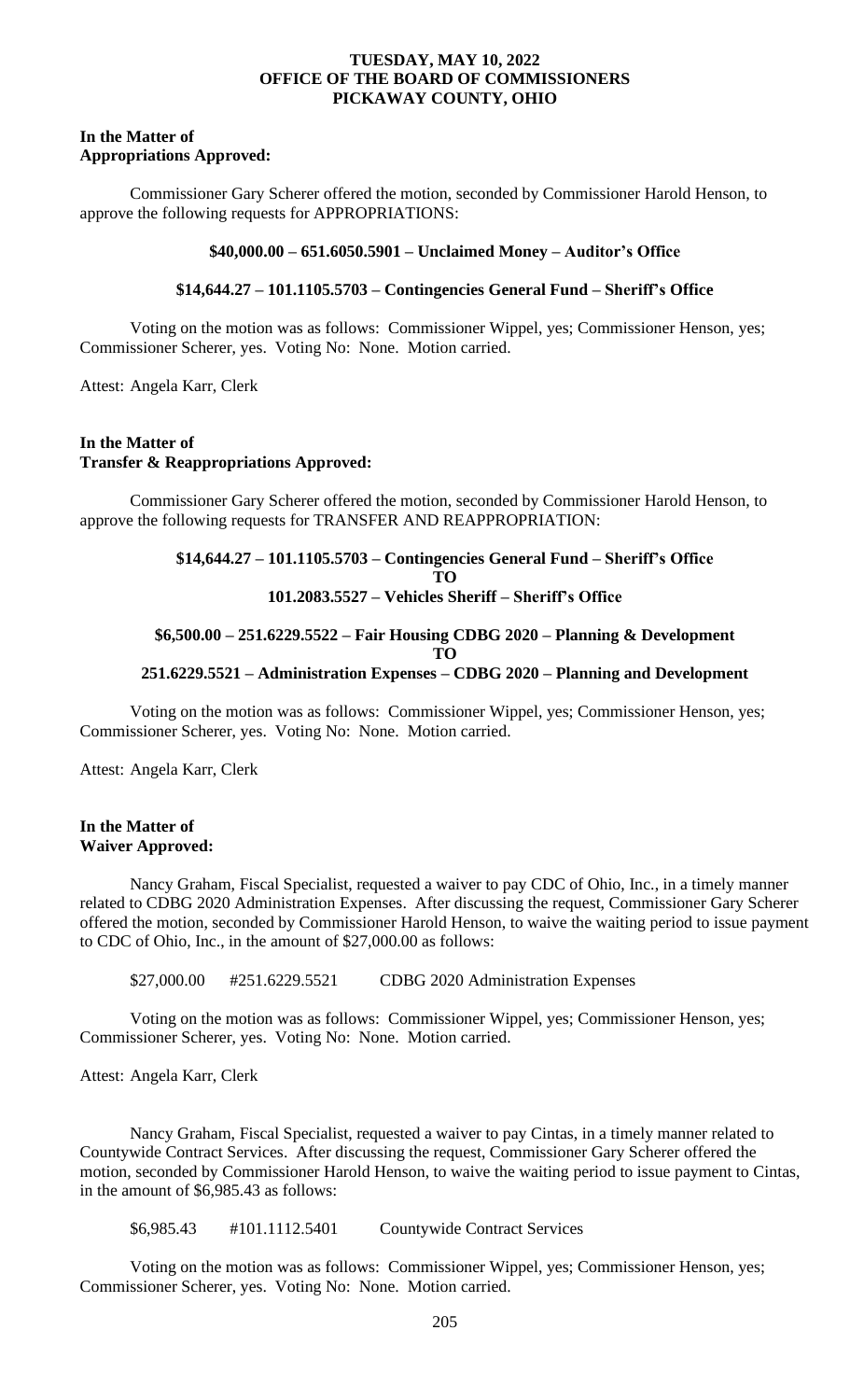**In the Matter of**
**Appropriations Approved:**

Commissioner Gary Scherer offered the motion, seconded by Commissioner Harold Henson, to approve the following requests for APPROPRIATIONS:

**$40,000.00 – 651.6050.5901 – Unclaimed Money – Auditor's Office**

**$14,644.27 – 101.1105.5703 – Contingencies General Fund – Sheriff's Office**

Voting on the motion was as follows: Commissioner Wippel, yes; Commissioner Henson, yes; Commissioner Scherer, yes. Voting No: None. Motion carried.

Attest: Angela Karr, Clerk

**In the Matter of**
**Transfer & Reappropriations Approved:**

Commissioner Gary Scherer offered the motion, seconded by Commissioner Harold Henson, to approve the following requests for TRANSFER AND REAPPROPRIATION:

**$14,644.27 – 101.1105.5703 – Contingencies General Fund – Sheriff's Office**
**TO**
**101.2083.5527 – Vehicles Sheriff – Sheriff's Office**

**$6,500.00 – 251.6229.5522 – Fair Housing CDBG 2020 – Planning & Development**
**TO**
**251.6229.5521 – Administration Expenses – CDBG 2020 – Planning and Development**

Voting on the motion was as follows: Commissioner Wippel, yes; Commissioner Henson, yes; Commissioner Scherer, yes. Voting No: None. Motion carried.

Attest: Angela Karr, Clerk

**In the Matter of**
**Waiver Approved:**

Nancy Graham, Fiscal Specialist, requested a waiver to pay CDC of Ohio, Inc., in a timely manner related to CDBG 2020 Administration Expenses. After discussing the request, Commissioner Gary Scherer offered the motion, seconded by Commissioner Harold Henson, to waive the waiting period to issue payment to CDC of Ohio, Inc., in the amount of $27,000.00 as follows:

$27,000.00 #251.6229.5521 CDBG 2020 Administration Expenses

Voting on the motion was as follows: Commissioner Wippel, yes; Commissioner Henson, yes; Commissioner Scherer, yes. Voting No: None. Motion carried.

Attest: Angela Karr, Clerk

Nancy Graham, Fiscal Specialist, requested a waiver to pay Cintas, in a timely manner related to Countywide Contract Services. After discussing the request, Commissioner Gary Scherer offered the motion, seconded by Commissioner Harold Henson, to waive the waiting period to issue payment to Cintas, in the amount of $6,985.43 as follows:

$6,985.43 #101.1112.5401 Countywide Contract Services

Voting on the motion was as follows: Commissioner Wippel, yes; Commissioner Henson, yes; Commissioner Scherer, yes. Voting No: None. Motion carried.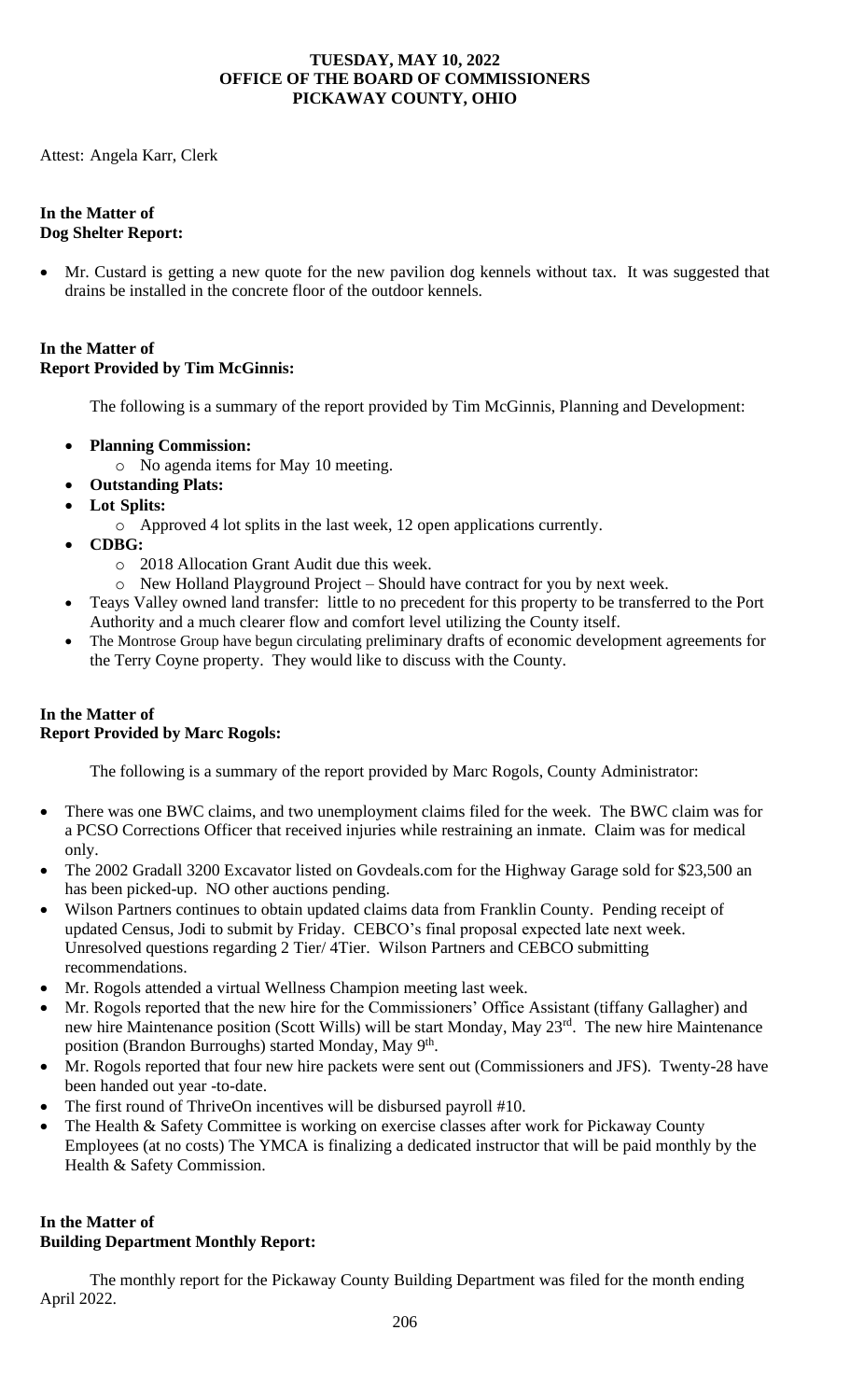**TUESDAY, MAY 10, 2022**
**OFFICE OF THE BOARD OF COMMISSIONERS**
**PICKAWAY COUNTY, OHIO**

Attest: Angela Karr, Clerk

**In the Matter of**
**Dog Shelter Report:**

- Mr. Custard is getting a new quote for the new pavilion dog kennels without tax. It was suggested that drains be installed in the concrete floor of the outdoor kennels.

**In the Matter of**
**Report Provided by Tim McGinnis:**

The following is a summary of the report provided by Tim McGinnis, Planning and Development:

- **Planning Commission:**
  - No agenda items for May 10 meeting.
- **Outstanding Plats:**
- **Lot Splits:**
  - Approved 4 lot splits in the last week, 12 open applications currently.
- **CDBG:**
  - 2018 Allocation Grant Audit due this week.
  - New Holland Playground Project – Should have contract for you by next week.
- Teays Valley owned land transfer: little to no precedent for this property to be transferred to the Port Authority and a much clearer flow and comfort level utilizing the County itself.
- The Montrose Group have begun circulating preliminary drafts of economic development agreements for the Terry Coyne property. They would like to discuss with the County.

**In the Matter of**
**Report Provided by Marc Rogols:**

The following is a summary of the report provided by Marc Rogols, County Administrator:

- There was one BWC claims, and two unemployment claims filed for the week. The BWC claim was for a PCSO Corrections Officer that received injuries while restraining an inmate. Claim was for medical only.
- The 2002 Gradall 3200 Excavator listed on Govdeals.com for the Highway Garage sold for $23,500 an has been picked-up. NO other auctions pending.
- Wilson Partners continues to obtain updated claims data from Franklin County. Pending receipt of updated Census, Jodi to submit by Friday. CEBCO's final proposal expected late next week. Unresolved questions regarding 2 Tier/ 4Tier. Wilson Partners and CEBCO submitting recommendations.
- Mr. Rogols attended a virtual Wellness Champion meeting last week.
- Mr. Rogols reported that the new hire for the Commissioners' Office Assistant (tiffany Gallagher) and new hire Maintenance position (Scott Wills) will be start Monday, May 23rd. The new hire Maintenance position (Brandon Burroughs) started Monday, May 9th.
- Mr. Rogols reported that four new hire packets were sent out (Commissioners and JFS). Twenty-28 have been handed out year -to-date.
- The first round of ThriveOn incentives will be disbursed payroll #10.
- The Health & Safety Committee is working on exercise classes after work for Pickaway County Employees (at no costs) The YMCA is finalizing a dedicated instructor that will be paid monthly by the Health & Safety Commission.

**In the Matter of**
**Building Department Monthly Report:**

The monthly report for the Pickaway County Building Department was filed for the month ending April 2022.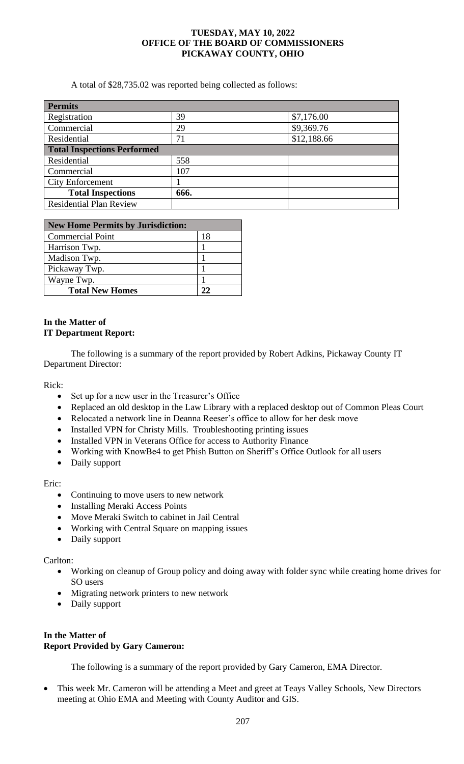A total of $28,735.02 was reported being collected as follows:

| Permits | | |
|---|---|---|
| Registration | 39 | $7,176.00 |
| Commercial | 29 | $9,369.76 |
| Residential | 71 | $12,188.66 |
| **Total Inspections Performed** | | |
| Residential | 558 | |
| Commercial | 107 | |
| City Enforcement | 1 | |
| **Total Inspections** | **666.** | |
| Residential Plan Review | | |

| New Home Permits by Jurisdiction: | |
|---|---|
| Commercial Point | 18 |
| Harrison Twp. | 1 |
| Madison Twp. | 1 |
| Pickaway Twp. | 1 |
| Wayne Twp. | 1 |
| **Total New Homes** | **22** |

**In the Matter of**
**IT Department Report:**

The following is a summary of the report provided by Robert Adkins, Pickaway County IT Department Director:

Rick:

- Set up for a new user in the Treasurer's Office
- Replaced an old desktop in the Law Library with a replaced desktop out of Common Pleas Court
- Relocated a network line in Deanna Reeser's office to allow for her desk move
- Installed VPN for Christy Mills. Troubleshooting printing issues
- Installed VPN in Veterans Office for access to Authority Finance
- Working with KnowBe4 to get Phish Button on Sheriff's Office Outlook for all users
- Daily support

Eric:

- Continuing to move users to new network
- Installing Meraki Access Points
- Move Meraki Switch to cabinet in Jail Central
- Working with Central Square on mapping issues
- Daily support

Carlton:

- Working on cleanup of Group policy and doing away with folder sync while creating home drives for SO users
- Migrating network printers to new network
- Daily support

**In the Matter of**
**Report Provided by Gary Cameron:**

The following is a summary of the report provided by Gary Cameron, EMA Director.

- This week Mr. Cameron will be attending a Meet and greet at Teays Valley Schools, New Directors meeting at Ohio EMA and Meeting with County Auditor and GIS.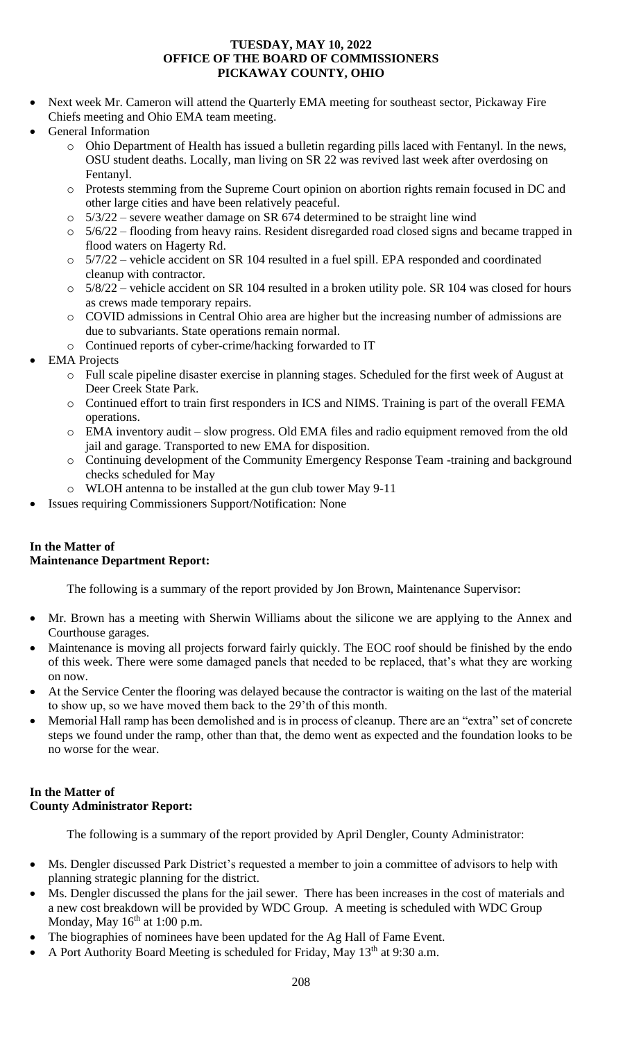- Next week Mr. Cameron will attend the Quarterly EMA meeting for southeast sector, Pickaway Fire Chiefs meeting and Ohio EMA team meeting.
- General Information
  - Ohio Department of Health has issued a bulletin regarding pills laced with Fentanyl. In the news, OSU student deaths. Locally, man living on SR 22 was revived last week after overdosing on Fentanyl.
  - Protests stemming from the Supreme Court opinion on abortion rights remain focused in DC and other large cities and have been relatively peaceful.
  - 5/3/22 – severe weather damage on SR 674 determined to be straight line wind
  - 5/6/22 – flooding from heavy rains. Resident disregarded road closed signs and became trapped in flood waters on Hagerty Rd.
  - 5/7/22 – vehicle accident on SR 104 resulted in a fuel spill. EPA responded and coordinated cleanup with contractor.
  - 5/8/22 – vehicle accident on SR 104 resulted in a broken utility pole. SR 104 was closed for hours as crews made temporary repairs.
  - COVID admissions in Central Ohio area are higher but the increasing number of admissions are due to subvariants. State operations remain normal.
  - Continued reports of cyber-crime/hacking forwarded to IT
- EMA Projects
  - Full scale pipeline disaster exercise in planning stages. Scheduled for the first week of August at Deer Creek State Park.
  - Continued effort to train first responders in ICS and NIMS. Training is part of the overall FEMA operations.
  - EMA inventory audit – slow progress. Old EMA files and radio equipment removed from the old jail and garage. Transported to new EMA for disposition.
  - Continuing development of the Community Emergency Response Team -training and background checks scheduled for May
  - WLOH antenna to be installed at the gun club tower May 9-11
- Issues requiring Commissioners Support/Notification: None

**In the Matter of**
**Maintenance Department Report:**

The following is a summary of the report provided by Jon Brown, Maintenance Supervisor:

- Mr. Brown has a meeting with Sherwin Williams about the silicone we are applying to the Annex and Courthouse garages.
- Maintenance is moving all projects forward fairly quickly. The EOC roof should be finished by the endo of this week. There were some damaged panels that needed to be replaced, that's what they are working on now.
- At the Service Center the flooring was delayed because the contractor is waiting on the last of the material to show up, so we have moved them back to the 29'th of this month.
- Memorial Hall ramp has been demolished and is in process of cleanup. There are an "extra" set of concrete steps we found under the ramp, other than that, the demo went as expected and the foundation looks to be no worse for the wear.

**In the Matter of**
**County Administrator Report:**

The following is a summary of the report provided by April Dengler, County Administrator:

- Ms. Dengler discussed Park District's requested a member to join a committee of advisors to help with planning strategic planning for the district.
- Ms. Dengler discussed the plans for the jail sewer. There has been increases in the cost of materials and a new cost breakdown will be provided by WDC Group. A meeting is scheduled with WDC Group Monday, May 16th at 1:00 p.m.
- The biographies of nominees have been updated for the Ag Hall of Fame Event.
- A Port Authority Board Meeting is scheduled for Friday, May 13th at 9:30 a.m.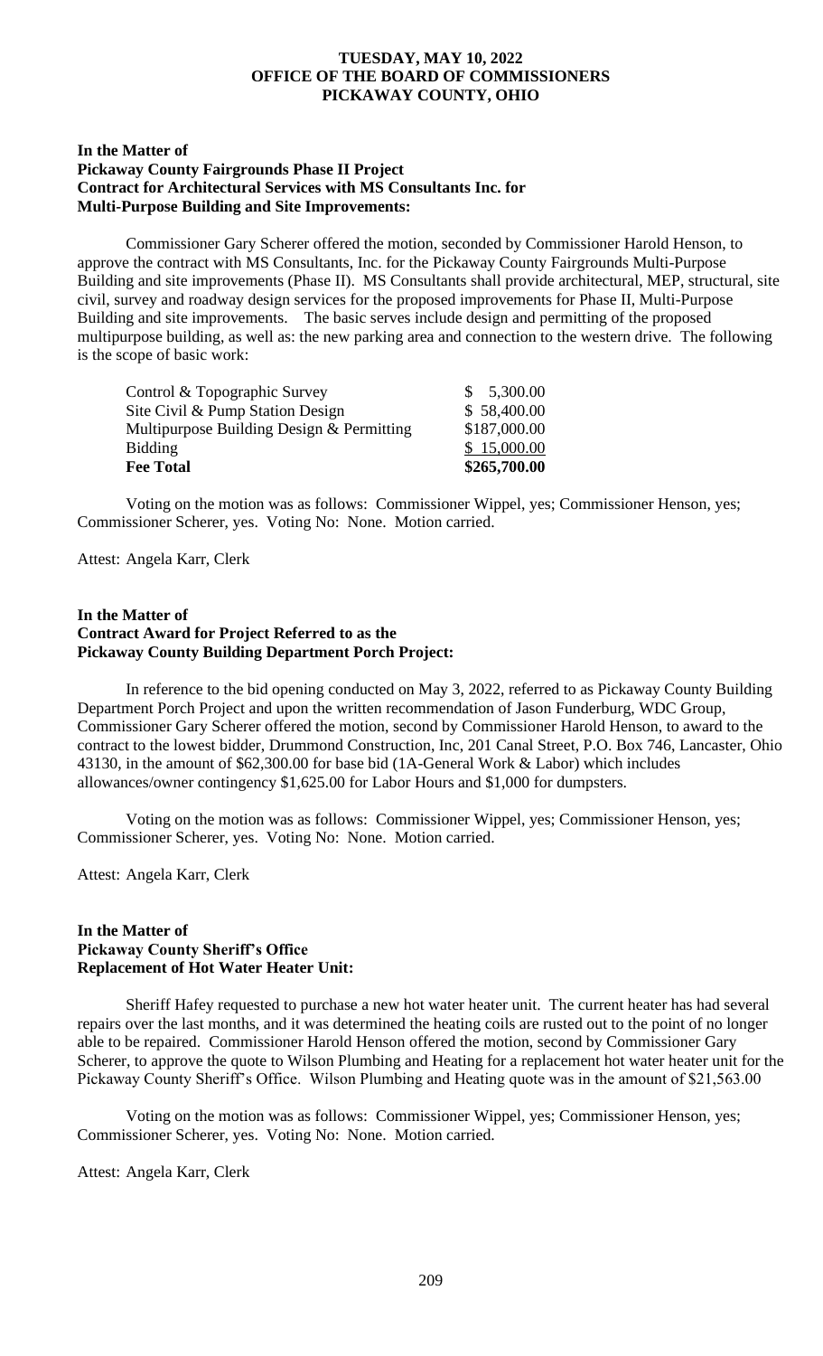**TUESDAY, MAY 10, 2022**
**OFFICE OF THE BOARD OF COMMISSIONERS**
**PICKAWAY COUNTY, OHIO**

**In the Matter of**
**Pickaway County Fairgrounds Phase II Project**
**Contract for Architectural Services with MS Consultants Inc. for Multi-Purpose Building and Site Improvements:**

Commissioner Gary Scherer offered the motion, seconded by Commissioner Harold Henson, to approve the contract with MS Consultants, Inc. for the Pickaway County Fairgrounds Multi-Purpose Building and site improvements (Phase II). MS Consultants shall provide architectural, MEP, structural, site civil, survey and roadway design services for the proposed improvements for Phase II, Multi-Purpose Building and site improvements. The basic serves include design and permitting of the proposed multipurpose building, as well as: the new parking area and connection to the western drive. The following is the scope of basic work:

| | |
|---|---|
| Control & Topographic Survey | $ 5,300.00 |
| Site Civil & Pump Station Design | $ 58,400.00 |
| Multipurpose Building Design & Permitting | $187,000.00 |
| Bidding | $ 15,000.00 |
| **Fee Total** | **$265,700.00** |

Voting on the motion was as follows: Commissioner Wippel, yes; Commissioner Henson, yes; Commissioner Scherer, yes. Voting No: None. Motion carried.

Attest: Angela Karr, Clerk

**In the Matter of**
**Contract Award for Project Referred to as the**
**Pickaway County Building Department Porch Project:**

In reference to the bid opening conducted on May 3, 2022, referred to as Pickaway County Building Department Porch Project and upon the written recommendation of Jason Funderburg, WDC Group, Commissioner Gary Scherer offered the motion, second by Commissioner Harold Henson, to award to the contract to the lowest bidder, Drummond Construction, Inc, 201 Canal Street, P.O. Box 746, Lancaster, Ohio 43130, in the amount of $62,300.00 for base bid (1A-General Work & Labor) which includes allowances/owner contingency $1,625.00 for Labor Hours and $1,000 for dumpsters.

Voting on the motion was as follows: Commissioner Wippel, yes; Commissioner Henson, yes; Commissioner Scherer, yes. Voting No: None. Motion carried.

Attest: Angela Karr, Clerk

**In the Matter of**
**Pickaway County Sheriff's Office**
**Replacement of Hot Water Heater Unit:**

Sheriff Hafey requested to purchase a new hot water heater unit. The current heater has had several repairs over the last months, and it was determined the heating coils are rusted out to the point of no longer able to be repaired. Commissioner Harold Henson offered the motion, second by Commissioner Gary Scherer, to approve the quote to Wilson Plumbing and Heating for a replacement hot water heater unit for the Pickaway County Sheriff's Office. Wilson Plumbing and Heating quote was in the amount of $21,563.00

Voting on the motion was as follows: Commissioner Wippel, yes; Commissioner Henson, yes; Commissioner Scherer, yes. Voting No: None. Motion carried.

Attest: Angela Karr, Clerk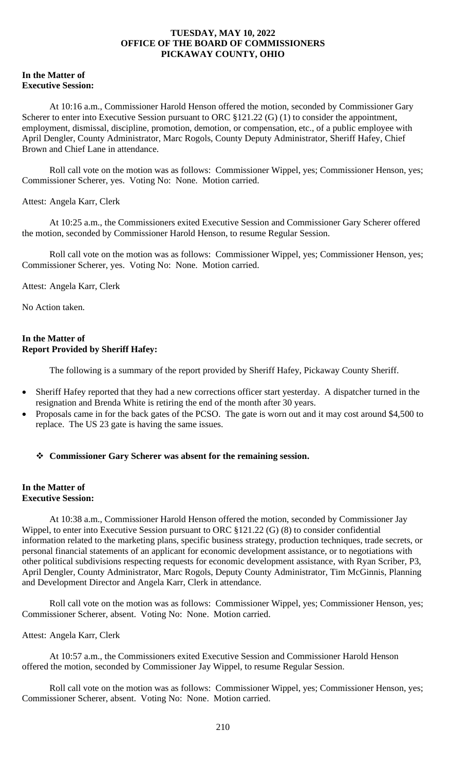**TUESDAY, MAY 10, 2022**
**OFFICE OF THE BOARD OF COMMISSIONERS**
**PICKAWAY COUNTY, OHIO**

**In the Matter of**
**Executive Session:**

At 10:16 a.m., Commissioner Harold Henson offered the motion, seconded by Commissioner Gary Scherer to enter into Executive Session pursuant to ORC §121.22 (G) (1) to consider the appointment, employment, dismissal, discipline, promotion, demotion, or compensation, etc., of a public employee with April Dengler, County Administrator, Marc Rogols, County Deputy Administrator, Sheriff Hafey, Chief Brown and Chief Lane in attendance.

Roll call vote on the motion was as follows: Commissioner Wippel, yes; Commissioner Henson, yes; Commissioner Scherer, yes. Voting No: None. Motion carried.

Attest: Angela Karr, Clerk

At 10:25 a.m., the Commissioners exited Executive Session and Commissioner Gary Scherer offered the motion, seconded by Commissioner Harold Henson, to resume Regular Session.

Roll call vote on the motion was as follows: Commissioner Wippel, yes; Commissioner Henson, yes; Commissioner Scherer, yes. Voting No: None. Motion carried.

Attest: Angela Karr, Clerk

No Action taken.

**In the Matter of**
**Report Provided by Sheriff Hafey:**

The following is a summary of the report provided by Sheriff Hafey, Pickaway County Sheriff.

- Sheriff Hafey reported that they had a new corrections officer start yesterday. A dispatcher turned in the resignation and Brenda White is retiring the end of the month after 30 years.
- Proposals came in for the back gates of the PCSO. The gate is worn out and it may cost around $4,500 to replace. The US 23 gate is having the same issues.

- **Commissioner Gary Scherer was absent for the remaining session.**

**In the Matter of**
**Executive Session:**

At 10:38 a.m., Commissioner Harold Henson offered the motion, seconded by Commissioner Jay Wippel, to enter into Executive Session pursuant to ORC §121.22 (G) (8) to consider confidential information related to the marketing plans, specific business strategy, production techniques, trade secrets, or personal financial statements of an applicant for economic development assistance, or to negotiations with other political subdivisions respecting requests for economic development assistance, with Ryan Scriber, P3, April Dengler, County Administrator, Marc Rogols, Deputy County Administrator, Tim McGinnis, Planning and Development Director and Angela Karr, Clerk in attendance.

Roll call vote on the motion was as follows: Commissioner Wippel, yes; Commissioner Henson, yes; Commissioner Scherer, absent. Voting No: None. Motion carried.

Attest: Angela Karr, Clerk

At 10:57 a.m., the Commissioners exited Executive Session and Commissioner Harold Henson offered the motion, seconded by Commissioner Jay Wippel, to resume Regular Session.

Roll call vote on the motion was as follows: Commissioner Wippel, yes; Commissioner Henson, yes; Commissioner Scherer, absent. Voting No: None. Motion carried.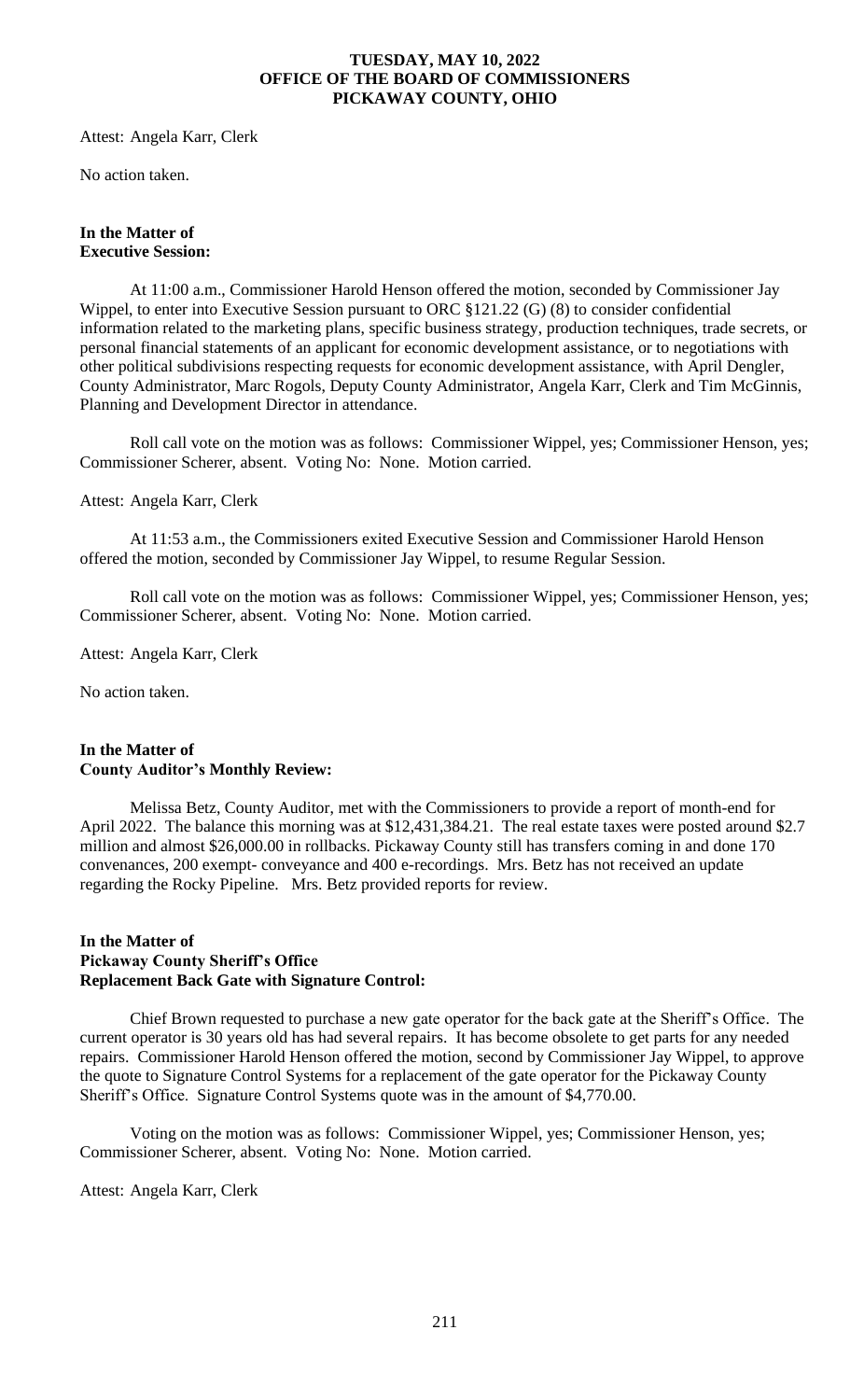Attest: Angela Karr, Clerk

No action taken.

**In the Matter of**
**Executive Session:**

At 11:00 a.m., Commissioner Harold Henson offered the motion, seconded by Commissioner Jay Wippel, to enter into Executive Session pursuant to ORC §121.22 (G) (8) to consider confidential information related to the marketing plans, specific business strategy, production techniques, trade secrets, or personal financial statements of an applicant for economic development assistance, or to negotiations with other political subdivisions respecting requests for economic development assistance, with April Dengler, County Administrator, Marc Rogols, Deputy County Administrator, Angela Karr, Clerk and Tim McGinnis, Planning and Development Director in attendance.

Roll call vote on the motion was as follows: Commissioner Wippel, yes; Commissioner Henson, yes; Commissioner Scherer, absent. Voting No: None. Motion carried.

Attest: Angela Karr, Clerk

At 11:53 a.m., the Commissioners exited Executive Session and Commissioner Harold Henson offered the motion, seconded by Commissioner Jay Wippel, to resume Regular Session.

Roll call vote on the motion was as follows: Commissioner Wippel, yes; Commissioner Henson, yes; Commissioner Scherer, absent. Voting No: None. Motion carried.

Attest: Angela Karr, Clerk

No action taken.

**In the Matter of**
**County Auditor's Monthly Review:**

Melissa Betz, County Auditor, met with the Commissioners to provide a report of month-end for April 2022. The balance this morning was at $12,431,384.21. The real estate taxes were posted around $2.7 million and almost $26,000.00 in rollbacks. Pickaway County still has transfers coming in and done 170 convenances, 200 exempt- conveyance and 400 e-recordings. Mrs. Betz has not received an update regarding the Rocky Pipeline. Mrs. Betz provided reports for review.

**In the Matter of**
**Pickaway County Sheriff's Office**
**Replacement Back Gate with Signature Control:**

Chief Brown requested to purchase a new gate operator for the back gate at the Sheriff's Office. The current operator is 30 years old has had several repairs. It has become obsolete to get parts for any needed repairs. Commissioner Harold Henson offered the motion, second by Commissioner Jay Wippel, to approve the quote to Signature Control Systems for a replacement of the gate operator for the Pickaway County Sheriff's Office. Signature Control Systems quote was in the amount of $4,770.00.

Voting on the motion was as follows: Commissioner Wippel, yes; Commissioner Henson, yes; Commissioner Scherer, absent. Voting No: None. Motion carried.

Attest: Angela Karr, Clerk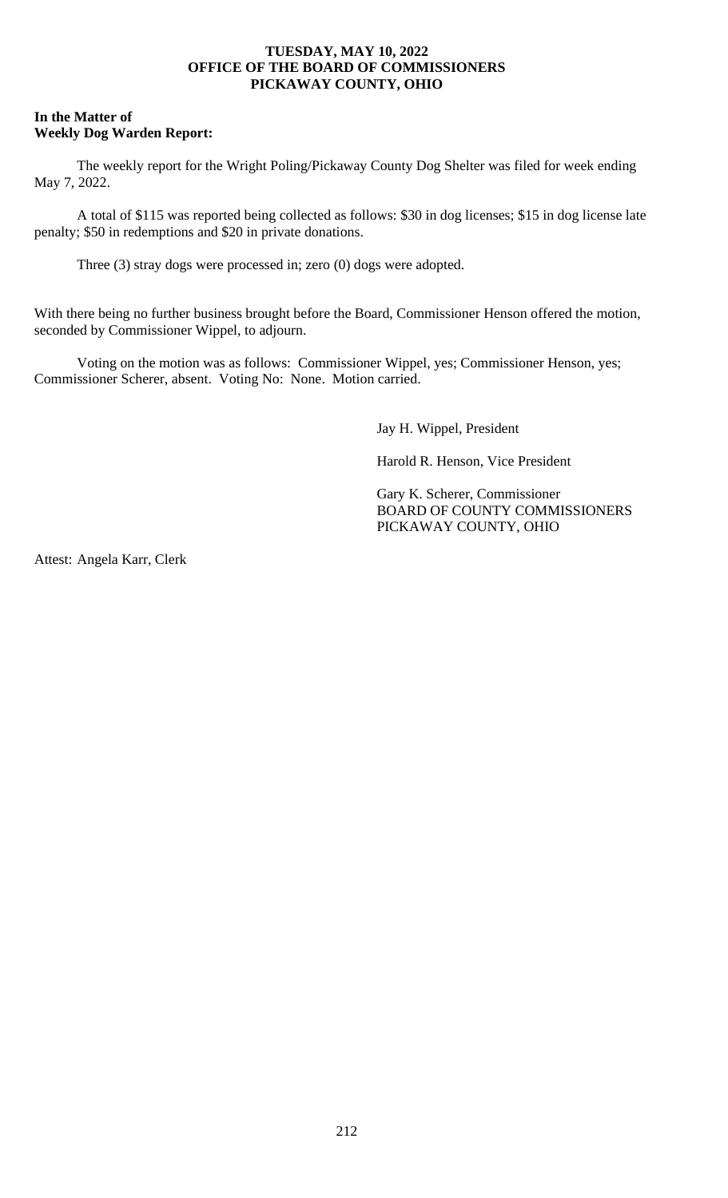**TUESDAY, MAY 10, 2022**
**OFFICE OF THE BOARD OF COMMISSIONERS**
**PICKAWAY COUNTY, OHIO**

**In the Matter of**
**Weekly Dog Warden Report:**

The weekly report for the Wright Poling/Pickaway County Dog Shelter was filed for week ending May 7, 2022.

A total of $115 was reported being collected as follows: $30 in dog licenses; $15 in dog license late penalty; $50 in redemptions and $20 in private donations.

Three (3) stray dogs were processed in; zero (0) dogs were adopted.

With there being no further business brought before the Board, Commissioner Henson offered the motion, seconded by Commissioner Wippel, to adjourn.

Voting on the motion was as follows: Commissioner Wippel, yes; Commissioner Henson, yes; Commissioner Scherer, absent. Voting No: None. Motion carried.

Jay H. Wippel, President

Harold R. Henson, Vice President

Gary K. Scherer, Commissioner
BOARD OF COUNTY COMMISSIONERS
PICKAWAY COUNTY, OHIO

Attest: Angela Karr, Clerk